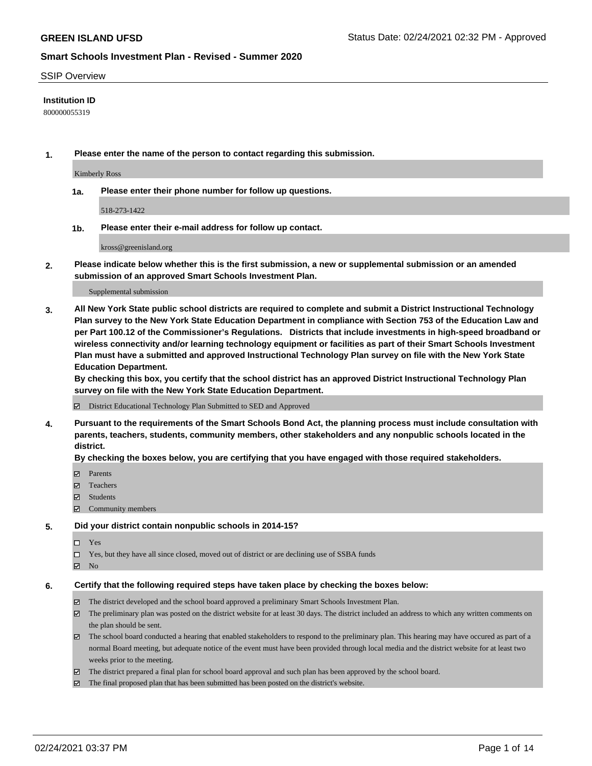**GREEN ISLAND UFSD** Status Date: 02/24/2021 02:32 PM - Approved

**Smart Schools Investment Plan - Revised - Summer 2020**

SSIP Overview

**Institution ID**

800000055319

**1. Please enter the name of the person to contact regarding this submission.**

Kimberly Ross

**1a. Please enter their phone number for follow up questions.**

518-273-1422

**1b. Please enter their e-mail address for follow up contact.**

kross@greenisland.org

**2. Please indicate below whether this is the first submission, a new or supplemental submission or an amended submission of an approved Smart Schools Investment Plan.**

Supplemental submission

**3. All New York State public school districts are required to complete and submit a District Instructional Technology Plan survey to the New York State Education Department in compliance with Section 753 of the Education Law and per Part 100.12 of the Commissioner's Regulations. Districts that include investments in high-speed broadband or wireless connectivity and/or learning technology equipment or facilities as part of their Smart Schools Investment Plan must have a submitted and approved Instructional Technology Plan survey on file with the New York State Education Department.**
**By checking this box, you certify that the school district has an approved District Instructional Technology Plan survey on file with the New York State Education Department.**

☑ District Educational Technology Plan Submitted to SED and Approved

**4. Pursuant to the requirements of the Smart Schools Bond Act, the planning process must include consultation with parents, teachers, students, community members, other stakeholders and any nonpublic schools located in the district.**
**By checking the boxes below, you are certifying that you have engaged with those required stakeholders.**

☑ Parents
☑ Teachers
☑ Students
☑ Community members

**5. Did your district contain nonpublic schools in 2014-15?**

☐ Yes
☐ Yes, but they have all since closed, moved out of district or are declining use of SSBA funds
☑ No

**6. Certify that the following required steps have taken place by checking the boxes below:**

☑ The district developed and the school board approved a preliminary Smart Schools Investment Plan.
☑ The preliminary plan was posted on the district website for at least 30 days. The district included an address to which any written comments on the plan should be sent.
☑ The school board conducted a hearing that enabled stakeholders to respond to the preliminary plan. This hearing may have occured as part of a normal Board meeting, but adequate notice of the event must have been provided through local media and the district website for at least two weeks prior to the meeting.
☑ The district prepared a final plan for school board approval and such plan has been approved by the school board.
☑ The final proposed plan that has been submitted has been posted on the district's website.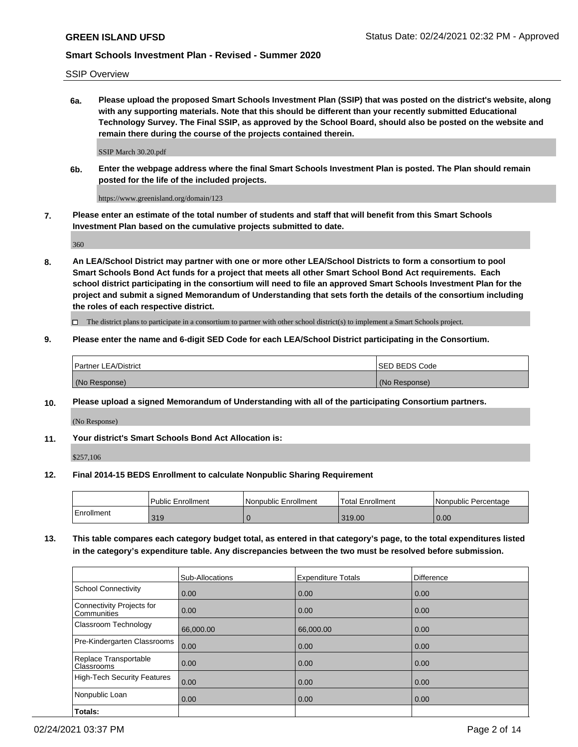SSIP Overview

**6a. Please upload the proposed Smart Schools Investment Plan (SSIP) that was posted on the district's website, along with any supporting materials. Note that this should be different than your recently submitted Educational Technology Survey. The Final SSIP, as approved by the School Board, should also be posted on the website and remain there during the course of the projects contained therein.**

SSIP March 30.20.pdf

**6b. Enter the webpage address where the final Smart Schools Investment Plan is posted. The Plan should remain posted for the life of the included projects.**

https://www.greenisland.org/domain/123

**7. Please enter an estimate of the total number of students and staff that will benefit from this Smart Schools Investment Plan based on the cumulative projects submitted to date.**

360

**8. An LEA/School District may partner with one or more other LEA/School Districts to form a consortium to pool Smart Schools Bond Act funds for a project that meets all other Smart School Bond Act requirements. Each school district participating in the consortium will need to file an approved Smart Schools Investment Plan for the project and submit a signed Memorandum of Understanding that sets forth the details of the consortium including the roles of each respective district.**

☐ The district plans to participate in a consortium to partner with other school district(s) to implement a Smart Schools project.

**9. Please enter the name and 6-digit SED Code for each LEA/School District participating in the Consortium.**

| Partner LEA/District | SED BEDS Code |
| --- | --- |
| (No Response) | (No Response) |

**10. Please upload a signed Memorandum of Understanding with all of the participating Consortium partners.**

(No Response)

**11. Your district's Smart Schools Bond Act Allocation is:**

$257,106

**12. Final 2014-15 BEDS Enrollment to calculate Nonpublic Sharing Requirement**

| | Public Enrollment | Nonpublic Enrollment | Total Enrollment | Nonpublic Percentage |
| --- | --- | --- | --- | --- |
| Enrollment | 319 | 0 | 319.00 | 0.00 |

**13. This table compares each category budget total, as entered in that category's page, to the total expenditures listed in the category's expenditure table. Any discrepancies between the two must be resolved before submission.**

| | Sub-Allocations | Expenditure Totals | Difference |
| --- | --- | --- | --- |
| School Connectivity | 0.00 | 0.00 | 0.00 |
| Connectivity Projects for Communities | 0.00 | 0.00 | 0.00 |
| Classroom Technology | 66,000.00 | 66,000.00 | 0.00 |
| Pre-Kindergarten Classrooms | 0.00 | 0.00 | 0.00 |
| Replace Transportable Classrooms | 0.00 | 0.00 | 0.00 |
| High-Tech Security Features | 0.00 | 0.00 | 0.00 |
| Nonpublic Loan | 0.00 | 0.00 | 0.00 |
| **Totals:** | | | |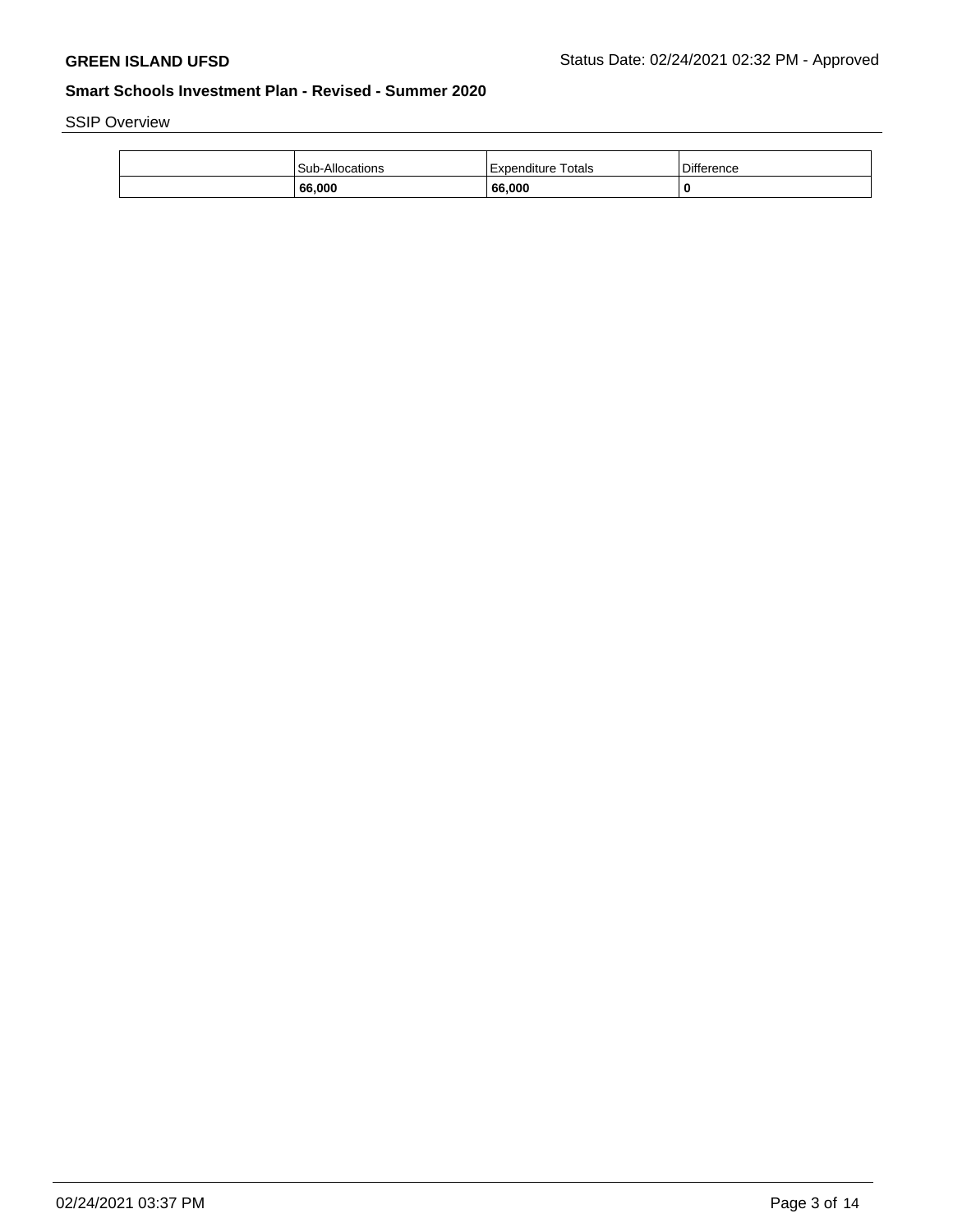SSIP Overview

| | Sub-Allocations | Expenditure Totals | Difference |
|---|---|---|---|
| | **66,000** | **66,000** | **0** |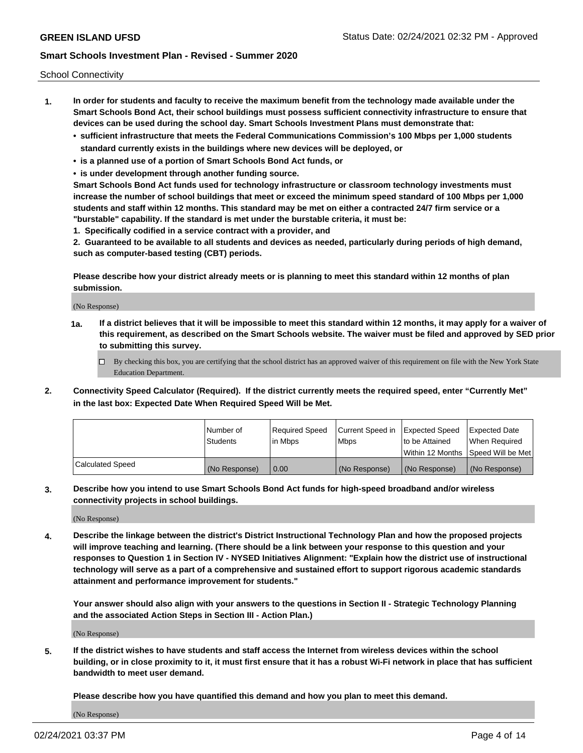School Connectivity

1. **In order for students and faculty to receive the maximum benefit from the technology made available under the Smart Schools Bond Act, their school buildings must possess sufficient connectivity infrastructure to ensure that devices can be used during the school day. Smart Schools Investment Plans must demonstrate that:**
   - **sufficient infrastructure that meets the Federal Communications Commission's 100 Mbps per 1,000 students standard currently exists in the buildings where new devices will be deployed, or**
   - **is a planned use of a portion of Smart Schools Bond Act funds, or**
   - **is under development through another funding source.**

   **Smart Schools Bond Act funds used for technology infrastructure or classroom technology investments must increase the number of school buildings that meet or exceed the minimum speed standard of 100 Mbps per 1,000 students and staff within 12 months. This standard may be met on either a contracted 24/7 firm service or a "burstable" capability. If the standard is met under the burstable criteria, it must be:**

   **1. Specifically codified in a service contract with a provider, and**

   **2. Guaranteed to be available to all students and devices as needed, particularly during periods of high demand, such as computer-based testing (CBT) periods.**

   **Please describe how your district already meets or is planning to meet this standard within 12 months of plan submission.**

   (No Response)

   **1a. If a district believes that it will be impossible to meet this standard within 12 months, it may apply for a waiver of this requirement, as described on the Smart Schools website. The waiver must be filed and approved by SED prior to submitting this survey.**

   ☐ By checking this box, you are certifying that the school district has an approved waiver of this requirement on file with the New York State Education Department.

2. **Connectivity Speed Calculator (Required). If the district currently meets the required speed, enter "Currently Met" in the last box: Expected Date When Required Speed Will be Met.**

| | Number of Students | Required Speed in Mbps | Current Speed in Mbps | Expected Speed to be Attained Within 12 Months | Expected Date When Required Speed Will be Met |
|---|---|---|---|---|---|
| Calculated Speed | (No Response) | 0.00 | (No Response) | (No Response) | (No Response) |

3. **Describe how you intend to use Smart Schools Bond Act funds for high-speed broadband and/or wireless connectivity projects in school buildings.**

   (No Response)

4. **Describe the linkage between the district's District Instructional Technology Plan and how the proposed projects will improve teaching and learning. (There should be a link between your response to this question and your responses to Question 1 in Section IV - NYSED Initiatives Alignment: "Explain how the district use of instructional technology will serve as a part of a comprehensive and sustained effort to support rigorous academic standards attainment and performance improvement for students."**

   **Your answer should also align with your answers to the questions in Section II - Strategic Technology Planning and the associated Action Steps in Section III - Action Plan.)**

   (No Response)

5. **If the district wishes to have students and staff access the Internet from wireless devices within the school building, or in close proximity to it, it must first ensure that it has a robust Wi-Fi network in place that has sufficient bandwidth to meet user demand.**

   **Please describe how you have quantified this demand and how you plan to meet this demand.**

   (No Response)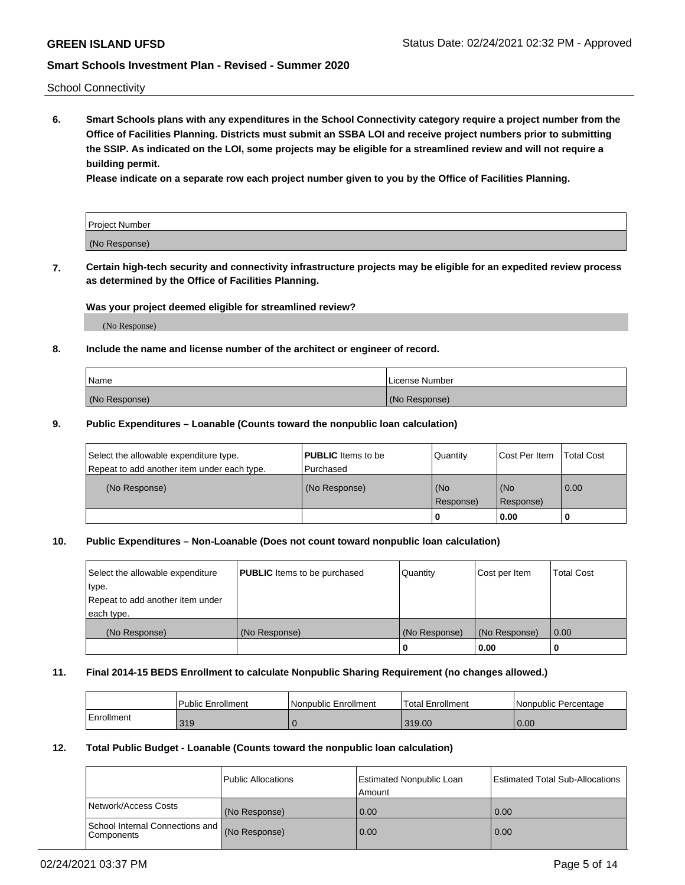School Connectivity

**6. Smart Schools plans with any expenditures in the School Connectivity category require a project number from the Office of Facilities Planning. Districts must submit an SSBA LOI and receive project numbers prior to submitting the SSIP. As indicated on the LOI, some projects may be eligible for a streamlined review and will not require a building permit.**

**Please indicate on a separate row each project number given to you by the Office of Facilities Planning.**

| Project Number |
| --- |
| (No Response) |

**7. Certain high-tech security and connectivity infrastructure projects may be eligible for an expedited review process as determined by the Office of Facilities Planning.**

**Was your project deemed eligible for streamlined review?**

(No Response)

**8. Include the name and license number of the architect or engineer of record.**

| Name | License Number |
| --- | --- |
| (No Response) | (No Response) |

**9. Public Expenditures – Loanable (Counts toward the nonpublic loan calculation)**

| Select the allowable expenditure type. Repeat to add another item under each type. | **PUBLIC** Items to be Purchased | Quantity | Cost Per Item | Total Cost |
| --- | --- | --- | --- | --- |
| (No Response) | (No Response) | (No Response) | (No Response) | 0.00 |
| | | 0 | 0.00 | 0 |

**10. Public Expenditures – Non-Loanable (Does not count toward nonpublic loan calculation)**

| Select the allowable expenditure type. Repeat to add another item under each type. | **PUBLIC** Items to be purchased | Quantity | Cost per Item | Total Cost |
| --- | --- | --- | --- | --- |
| (No Response) | (No Response) | (No Response) | (No Response) | 0.00 |
| | | 0 | 0.00 | 0 |

**11. Final 2014-15 BEDS Enrollment to calculate Nonpublic Sharing Requirement (no changes allowed.)**

| | Public Enrollment | Nonpublic Enrollment | Total Enrollment | Nonpublic Percentage |
| --- | --- | --- | --- | --- |
| Enrollment | 319 | 0 | 319.00 | 0.00 |

**12. Total Public Budget - Loanable (Counts toward the nonpublic loan calculation)**

| | Public Allocations | Estimated Nonpublic Loan Amount | Estimated Total Sub-Allocations |
| --- | --- | --- | --- |
| Network/Access Costs | (No Response) | 0.00 | 0.00 |
| School Internal Connections and Components | (No Response) | 0.00 | 0.00 |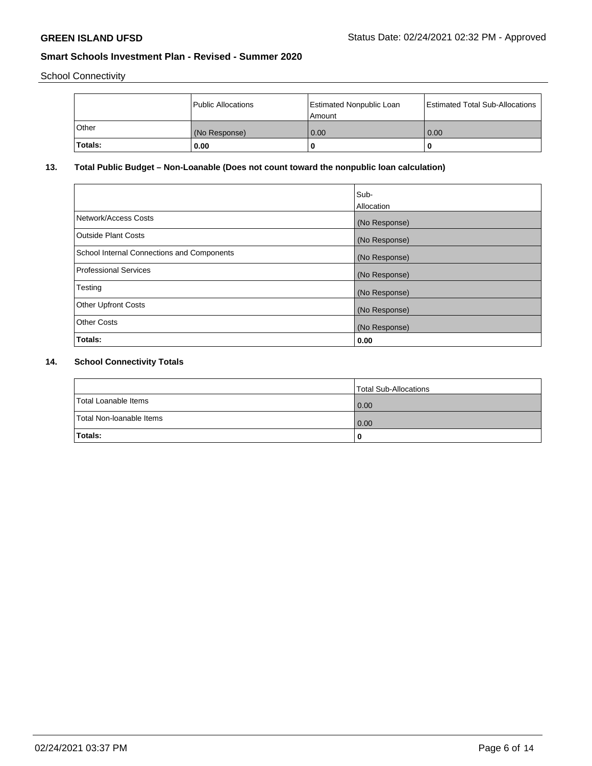School Connectivity

| | Public Allocations | Estimated Nonpublic Loan Amount | Estimated Total Sub-Allocations |
|---|---|---|---|
| Other | (No Response) | 0.00 | 0.00 |
| **Totals:** | **0.00** | **0** | **0** |

## 13. Total Public Budget – Non-Loanable (Does not count toward the nonpublic loan calculation)

| | Sub-Allocation |
|---|---|
| Network/Access Costs | (No Response) |
| Outside Plant Costs | (No Response) |
| School Internal Connections and Components | (No Response) |
| Professional Services | (No Response) |
| Testing | (No Response) |
| Other Upfront Costs | (No Response) |
| Other Costs | (No Response) |
| **Totals:** | **0.00** |

## 14. School Connectivity Totals

| | Total Sub-Allocations |
|---|---|
| Total Loanable Items | 0.00 |
| Total Non-loanable Items | 0.00 |
| **Totals:** | **0** |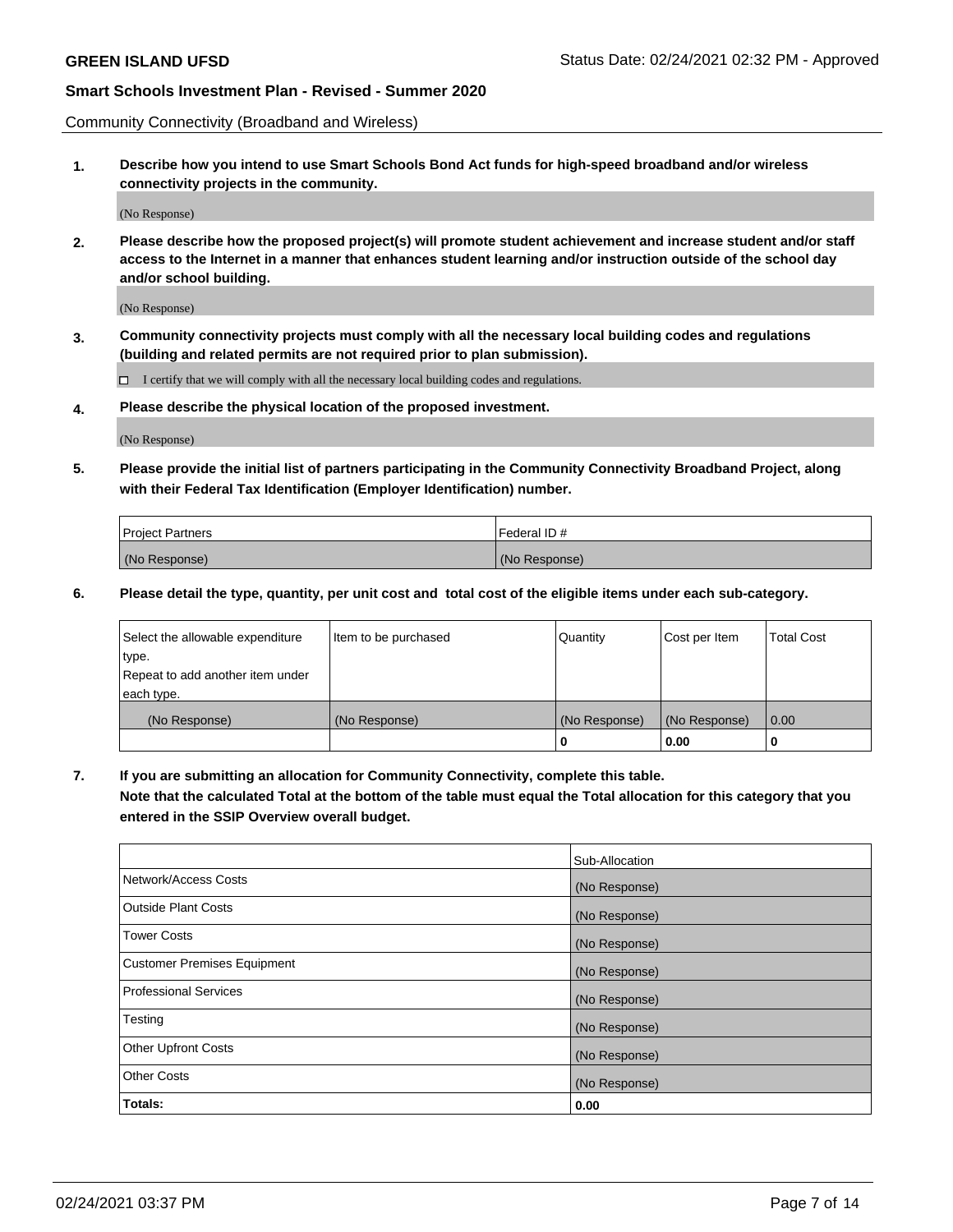Community Connectivity (Broadband and Wireless)

**1. Describe how you intend to use Smart Schools Bond Act funds for high-speed broadband and/or wireless connectivity projects in the community.**

(No Response)

**2. Please describe how the proposed project(s) will promote student achievement and increase student and/or staff access to the Internet in a manner that enhances student learning and/or instruction outside of the school day and/or school building.**

(No Response)

**3. Community connectivity projects must comply with all the necessary local building codes and regulations (building and related permits are not required prior to plan submission).**

☐ I certify that we will comply with all the necessary local building codes and regulations.

**4. Please describe the physical location of the proposed investment.**

(No Response)

**5. Please provide the initial list of partners participating in the Community Connectivity Broadband Project, along with their Federal Tax Identification (Employer Identification) number.**

| Project Partners | Federal ID # |
| --- | --- |
| (No Response) | (No Response) |

**6. Please detail the type, quantity, per unit cost and total cost of the eligible items under each sub-category.**

| Select the allowable expenditure type. Repeat to add another item under each type. | Item to be purchased | Quantity | Cost per Item | Total Cost |
| --- | --- | --- | --- | --- |
| (No Response) | (No Response) | (No Response) | (No Response) | 0.00 |
| | | **0** | **0.00** | **0** |

**7. If you are submitting an allocation for Community Connectivity, complete this table. Note that the calculated Total at the bottom of the table must equal the Total allocation for this category that you entered in the SSIP Overview overall budget.**

| | Sub-Allocation |
| --- | --- |
| Network/Access Costs | (No Response) |
| Outside Plant Costs | (No Response) |
| Tower Costs | (No Response) |
| Customer Premises Equipment | (No Response) |
| Professional Services | (No Response) |
| Testing | (No Response) |
| Other Upfront Costs | (No Response) |
| Other Costs | (No Response) |
| **Totals:** | **0.00** |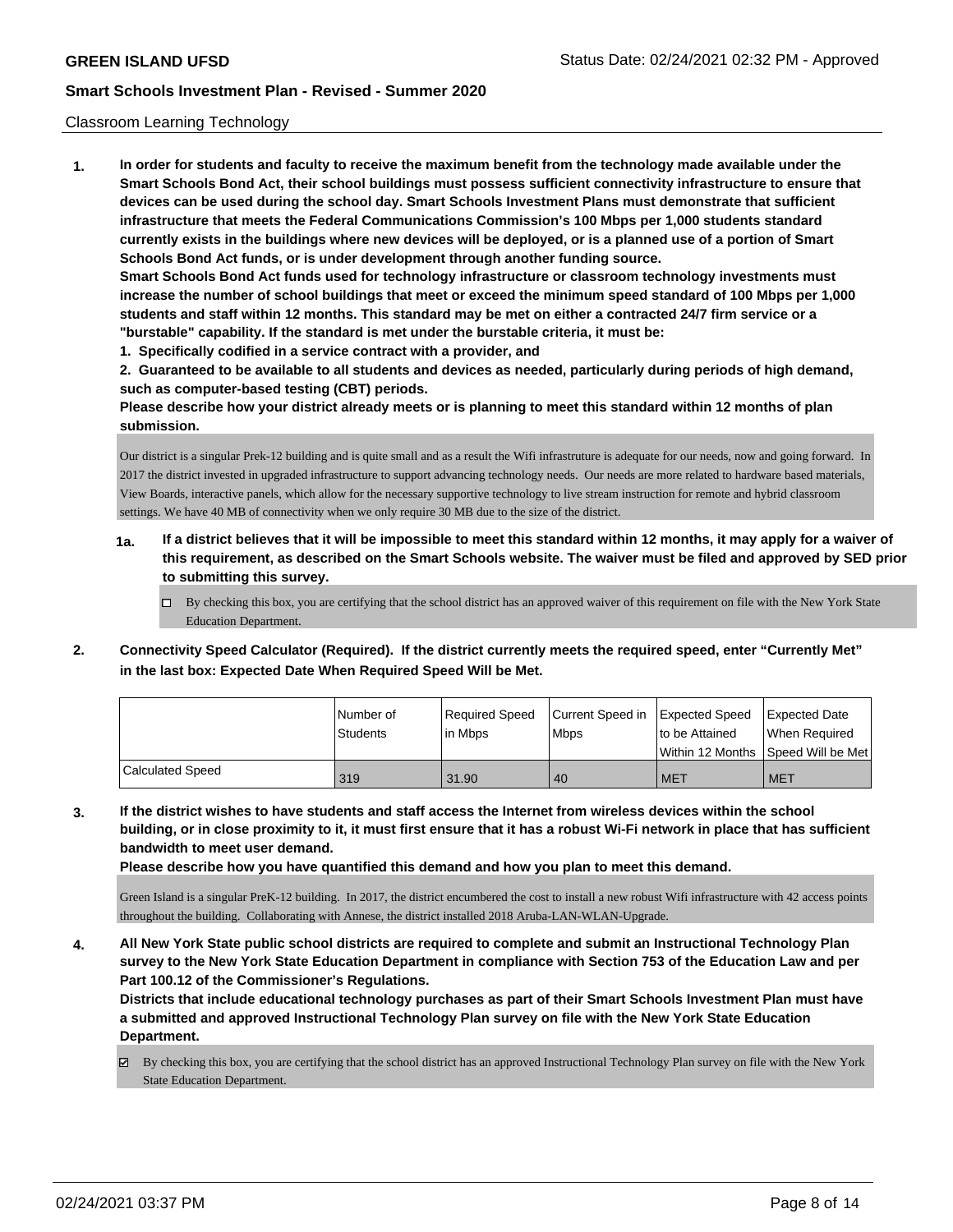Classroom Learning Technology

**1. In order for students and faculty to receive the maximum benefit from the technology made available under the Smart Schools Bond Act, their school buildings must possess sufficient connectivity infrastructure to ensure that devices can be used during the school day. Smart Schools Investment Plans must demonstrate that sufficient infrastructure that meets the Federal Communications Commission's 100 Mbps per 1,000 students standard currently exists in the buildings where new devices will be deployed, or is a planned use of a portion of Smart Schools Bond Act funds, or is under development through another funding source.**

**Smart Schools Bond Act funds used for technology infrastructure or classroom technology investments must increase the number of school buildings that meet or exceed the minimum speed standard of 100 Mbps per 1,000 students and staff within 12 months. This standard may be met on either a contracted 24/7 firm service or a "burstable" capability. If the standard is met under the burstable criteria, it must be:**

**1. Specifically codified in a service contract with a provider, and**

**2. Guaranteed to be available to all students and devices as needed, particularly during periods of high demand, such as computer-based testing (CBT) periods.**

**Please describe how your district already meets or is planning to meet this standard within 12 months of plan submission.**

Our district is a singular Prek-12 building and is quite small and as a result the Wifi infrastruture is adequate for our needs, now and going forward. In 2017 the district invested in upgraded infrastructure to support advancing technology needs. Our needs are more related to hardware based materials, View Boards, interactive panels, which allow for the necessary supportive technology to live stream instruction for remote and hybrid classroom settings. We have 40 MB of connectivity when we only require 30 MB due to the size of the district.

**1a. If a district believes that it will be impossible to meet this standard within 12 months, it may apply for a waiver of this requirement, as described on the Smart Schools website. The waiver must be filed and approved by SED prior to submitting this survey.**

☐ By checking this box, you are certifying that the school district has an approved waiver of this requirement on file with the New York State Education Department.

**2. Connectivity Speed Calculator (Required). If the district currently meets the required speed, enter "Currently Met" in the last box: Expected Date When Required Speed Will be Met.**

| | Number of Students | Required Speed in Mbps | Current Speed in Mbps | Expected Speed to be Attained Within 12 Months | Expected Date When Required Speed Will be Met |
|---|---|---|---|---|---|
| Calculated Speed | 319 | 31.90 | 40 | MET | MET |

**3. If the district wishes to have students and staff access the Internet from wireless devices within the school building, or in close proximity to it, it must first ensure that it has a robust Wi-Fi network in place that has sufficient bandwidth to meet user demand.**

**Please describe how you have quantified this demand and how you plan to meet this demand.**

Green Island is a singular PreK-12 building. In 2017, the district encumbered the cost to install a new robust Wifi infrastructure with 42 access points throughout the building. Collaborating with Annese, the district installed 2018 Aruba-LAN-WLAN-Upgrade.

**4. All New York State public school districts are required to complete and submit an Instructional Technology Plan survey to the New York State Education Department in compliance with Section 753 of the Education Law and per Part 100.12 of the Commissioner's Regulations.**

**Districts that include educational technology purchases as part of their Smart Schools Investment Plan must have a submitted and approved Instructional Technology Plan survey on file with the New York State Education Department.**

☑ By checking this box, you are certifying that the school district has an approved Instructional Technology Plan survey on file with the New York State Education Department.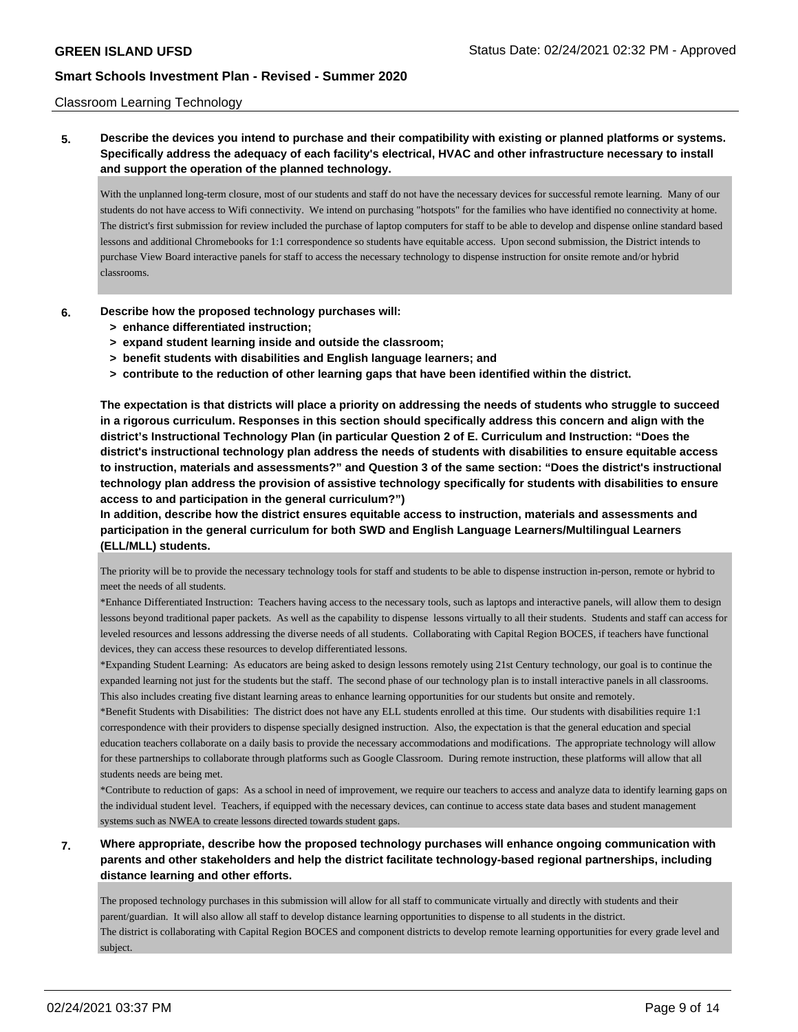Classroom Learning Technology

**5. Describe the devices you intend to purchase and their compatibility with existing or planned platforms or systems. Specifically address the adequacy of each facility's electrical, HVAC and other infrastructure necessary to install and support the operation of the planned technology.**

With the unplanned long-term closure, most of our students and staff do not have the necessary devices for successful remote learning. Many of our students do not have access to Wifi connectivity. We intend on purchasing "hotspots" for the families who have identified no connectivity at home. The district's first submission for review included the purchase of laptop computers for staff to be able to develop and dispense online standard based lessons and additional Chromebooks for 1:1 correspondence so students have equitable access. Upon second submission, the District intends to purchase View Board interactive panels for staff to access the necessary technology to dispense instruction for onsite remote and/or hybrid classrooms.

**6. Describe how the proposed technology purchases will:**
- **> enhance differentiated instruction;**
- **> expand student learning inside and outside the classroom;**
- **> benefit students with disabilities and English language learners; and**
- **> contribute to the reduction of other learning gaps that have been identified within the district.**

**The expectation is that districts will place a priority on addressing the needs of students who struggle to succeed in a rigorous curriculum. Responses in this section should specifically address this concern and align with the district's Instructional Technology Plan (in particular Question 2 of E. Curriculum and Instruction: "Does the district's instructional technology plan address the needs of students with disabilities to ensure equitable access to instruction, materials and assessments?" and Question 3 of the same section: "Does the district's instructional technology plan address the provision of assistive technology specifically for students with disabilities to ensure access to and participation in the general curriculum?")**

**In addition, describe how the district ensures equitable access to instruction, materials and assessments and participation in the general curriculum for both SWD and English Language Learners/Multilingual Learners (ELL/MLL) students.**

The priority will be to provide the necessary technology tools for staff and students to be able to dispense instruction in-person, remote or hybrid to meet the needs of all students.

*Enhance Differentiated Instruction: Teachers having access to the necessary tools, such as laptops and interactive panels, will allow them to design lessons beyond traditional paper packets. As well as the capability to dispense lessons virtually to all their students. Students and staff can access for leveled resources and lessons addressing the diverse needs of all students. Collaborating with Capital Region BOCES, if teachers have functional devices, they can access these resources to develop differentiated lessons.

*Expanding Student Learning: As educators are being asked to design lessons remotely using 21st Century technology, our goal is to continue the expanded learning not just for the students but the staff. The second phase of our technology plan is to install interactive panels in all classrooms. This also includes creating five distant learning areas to enhance learning opportunities for our students but onsite and remotely.

*Benefit Students with Disabilities: The district does not have any ELL students enrolled at this time. Our students with disabilities require 1:1 correspondence with their providers to dispense specially designed instruction. Also, the expectation is that the general education and special education teachers collaborate on a daily basis to provide the necessary accommodations and modifications. The appropriate technology will allow for these partnerships to collaborate through platforms such as Google Classroom. During remote instruction, these platforms will allow that all students needs are being met.

*Contribute to reduction of gaps: As a school in need of improvement, we require our teachers to access and analyze data to identify learning gaps on the individual student level. Teachers, if equipped with the necessary devices, can continue to access state data bases and student management systems such as NWEA to create lessons directed towards student gaps.

**7. Where appropriate, describe how the proposed technology purchases will enhance ongoing communication with parents and other stakeholders and help the district facilitate technology-based regional partnerships, including distance learning and other efforts.**

The proposed technology purchases in this submission will allow for all staff to communicate virtually and directly with students and their parent/guardian. It will also allow all staff to develop distance learning opportunities to dispense to all students in the district.
The district is collaborating with Capital Region BOCES and component districts to develop remote learning opportunities for every grade level and subject.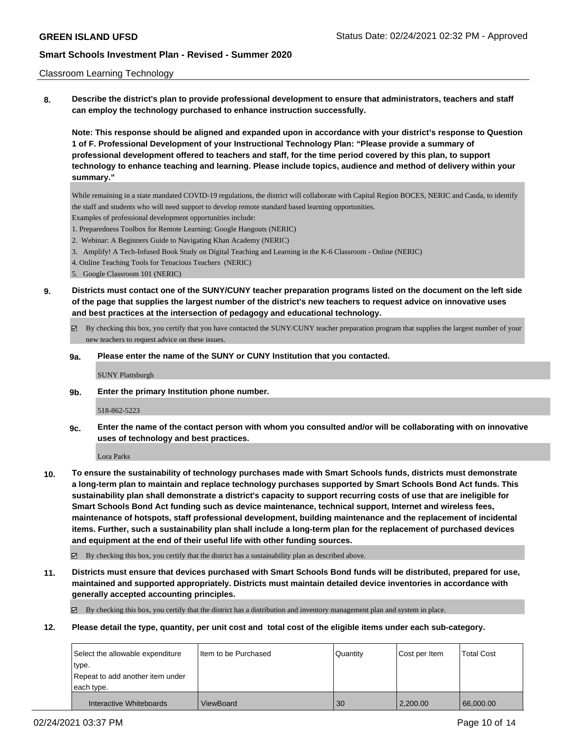Classroom Learning Technology

**8. Describe the district's plan to provide professional development to ensure that administrators, teachers and staff can employ the technology purchased to enhance instruction successfully.**

**Note: This response should be aligned and expanded upon in accordance with your district's response to Question 1 of F. Professional Development of your Instructional Technology Plan: "Please provide a summary of professional development offered to teachers and staff, for the time period covered by this plan, to support technology to enhance teaching and learning. Please include topics, audience and method of delivery within your summary."**

While remaining in a state mandated COVID-19 regulations, the district will collaborate with Capital Region BOCES, NERIC and Casda, to identify the staff and students who will need support to develop remote standard based learning opportunities.

Examples of professional development opportunities include:

1. Preparedness Toolbox for Remote Learning: Google Hangouts (NERIC)
2. Webinar: A Beginners Guide to Navigating Khan Academy (NERIC)
3. Amplify! A Tech-Infused Book Study on Digital Teaching and Learning in the K-6 Classroom - Online (NERIC)
4. Online Teaching Tools for Tenacious Teachers (NERIC)
5. Google Classroom 101 (NERIC)

**9. Districts must contact one of the SUNY/CUNY teacher preparation programs listed on the document on the left side of the page that supplies the largest number of the district's new teachers to request advice on innovative uses and best practices at the intersection of pedagogy and educational technology.**

☑ By checking this box, you certify that you have contacted the SUNY/CUNY teacher preparation program that supplies the largest number of your new teachers to request advice on these issues.

**9a. Please enter the name of the SUNY or CUNY Institution that you contacted.**

SUNY Plattsburgh

**9b. Enter the primary Institution phone number.**

518-862-5223

**9c. Enter the name of the contact person with whom you consulted and/or will be collaborating with on innovative uses of technology and best practices.**

Lora Parks

**10. To ensure the sustainability of technology purchases made with Smart Schools funds, districts must demonstrate a long-term plan to maintain and replace technology purchases supported by Smart Schools Bond Act funds. This sustainability plan shall demonstrate a district's capacity to support recurring costs of use that are ineligible for Smart Schools Bond Act funding such as device maintenance, technical support, Internet and wireless fees, maintenance of hotspots, staff professional development, building maintenance and the replacement of incidental items. Further, such a sustainability plan shall include a long-term plan for the replacement of purchased devices and equipment at the end of their useful life with other funding sources.**

☑ By checking this box, you certify that the district has a sustainability plan as described above.

**11. Districts must ensure that devices purchased with Smart Schools Bond funds will be distributed, prepared for use, maintained and supported appropriately. Districts must maintain detailed device inventories in accordance with generally accepted accounting principles.**

☑ By checking this box, you certify that the district has a distribution and inventory management plan and system in place.

**12. Please detail the type, quantity, per unit cost and total cost of the eligible items under each sub-category.**

| Select the allowable expenditure type. Repeat to add another item under each type. | Item to be Purchased | Quantity | Cost per Item | Total Cost |
|---|---|---|---|---|
| Interactive Whiteboards | ViewBoard | 30 | 2,200.00 | 66,000.00 |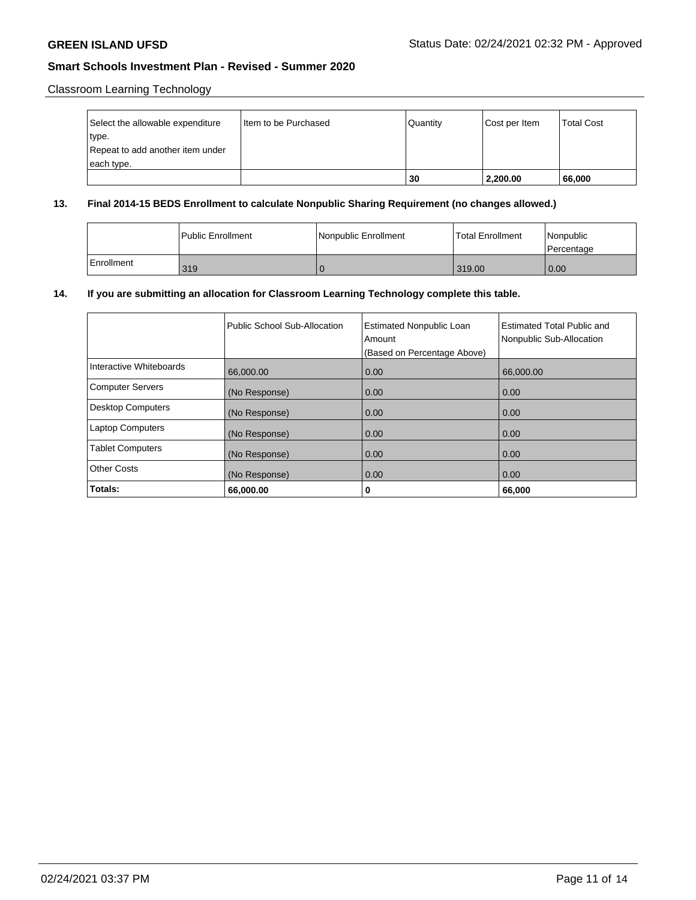Classroom Learning Technology

| Select the allowable expenditure type. Repeat to add another item under each type. | Item to be Purchased | Quantity | Cost per Item | Total Cost |
|---|---|---|---|---|
| | | **30** | **2,200.00** | **66,000** |

**13. Final 2014-15 BEDS Enrollment to calculate Nonpublic Sharing Requirement (no changes allowed.)**

| | Public Enrollment | Nonpublic Enrollment | Total Enrollment | Nonpublic Percentage |
|---|---|---|---|---|
| Enrollment | 319 | 0 | 319.00 | 0.00 |

**14. If you are submitting an allocation for Classroom Learning Technology complete this table.**

| | Public School Sub-Allocation | Estimated Nonpublic Loan Amount (Based on Percentage Above) | Estimated Total Public and Nonpublic Sub-Allocation |
|---|---|---|---|
| Interactive Whiteboards | 66,000.00 | 0.00 | 66,000.00 |
| Computer Servers | (No Response) | 0.00 | 0.00 |
| Desktop Computers | (No Response) | 0.00 | 0.00 |
| Laptop Computers | (No Response) | 0.00 | 0.00 |
| Tablet Computers | (No Response) | 0.00 | 0.00 |
| Other Costs | (No Response) | 0.00 | 0.00 |
| **Totals:** | **66,000.00** | **0** | **66,000** |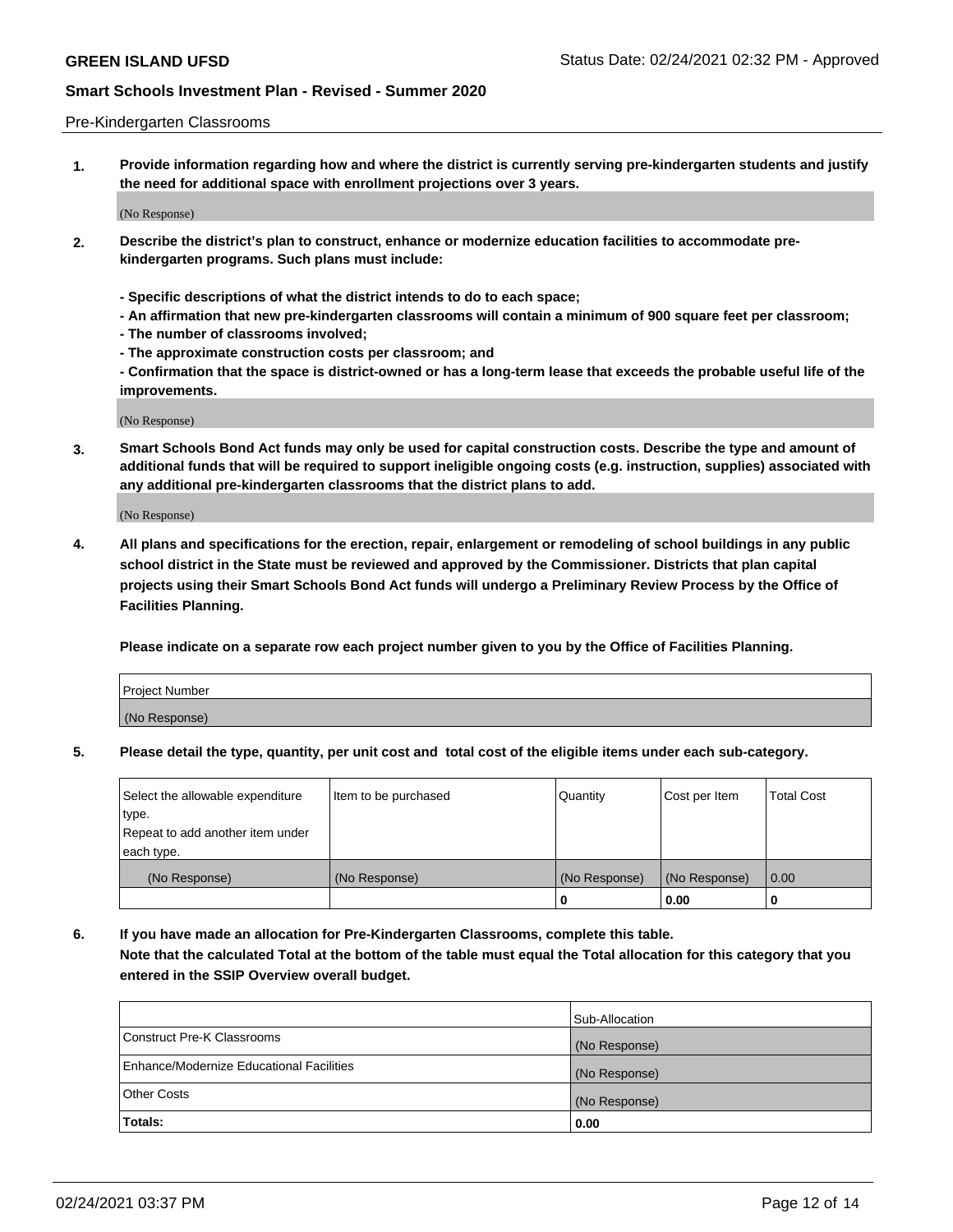Pre-Kindergarten Classrooms

**1. Provide information regarding how and where the district is currently serving pre-kindergarten students and justify the need for additional space with enrollment projections over 3 years.**

(No Response)

**2. Describe the district's plan to construct, enhance or modernize education facilities to accommodate pre-kindergarten programs. Such plans must include:**

**- Specific descriptions of what the district intends to do to each space;**
**- An affirmation that new pre-kindergarten classrooms will contain a minimum of 900 square feet per classroom;**
**- The number of classrooms involved;**
**- The approximate construction costs per classroom; and**
**- Confirmation that the space is district-owned or has a long-term lease that exceeds the probable useful life of the improvements.**

(No Response)

**3. Smart Schools Bond Act funds may only be used for capital construction costs. Describe the type and amount of additional funds that will be required to support ineligible ongoing costs (e.g. instruction, supplies) associated with any additional pre-kindergarten classrooms that the district plans to add.**

(No Response)

**4. All plans and specifications for the erection, repair, enlargement or remodeling of school buildings in any public school district in the State must be reviewed and approved by the Commissioner. Districts that plan capital projects using their Smart Schools Bond Act funds will undergo a Preliminary Review Process by the Office of Facilities Planning.**

**Please indicate on a separate row each project number given to you by the Office of Facilities Planning.**

| Project Number |
|---|
| (No Response) |

**5. Please detail the type, quantity, per unit cost and total cost of the eligible items under each sub-category.**

| Select the allowable expenditure type. Repeat to add another item under each type. | Item to be purchased | Quantity | Cost per Item | Total Cost |
|---|---|---|---|---|
| (No Response) | (No Response) | (No Response) | (No Response) | 0.00 |
| | | 0 | 0.00 | 0 |

**6. If you have made an allocation for Pre-Kindergarten Classrooms, complete this table. Note that the calculated Total at the bottom of the table must equal the Total allocation for this category that you entered in the SSIP Overview overall budget.**

| | Sub-Allocation |
|---|---|
| Construct Pre-K Classrooms | (No Response) |
| Enhance/Modernize Educational Facilities | (No Response) |
| Other Costs | (No Response) |
| **Totals:** | **0.00** |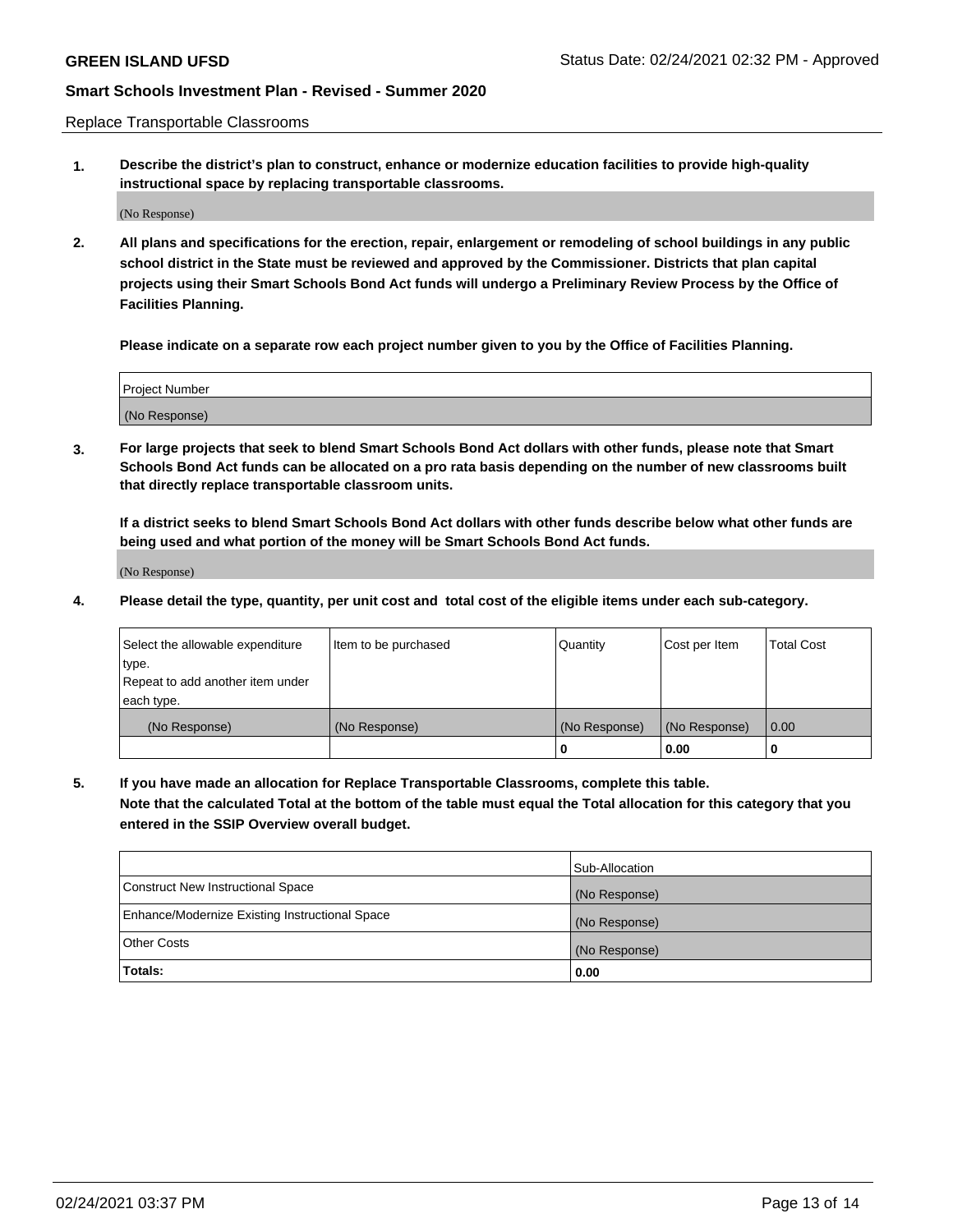Replace Transportable Classrooms

1. **Describe the district's plan to construct, enhance or modernize education facilities to provide high-quality instructional space by replacing transportable classrooms.**

(No Response)

2. **All plans and specifications for the erection, repair, enlargement or remodeling of school buildings in any public school district in the State must be reviewed and approved by the Commissioner. Districts that plan capital projects using their Smart Schools Bond Act funds will undergo a Preliminary Review Process by the Office of Facilities Planning.**

**Please indicate on a separate row each project number given to you by the Office of Facilities Planning.**

| Project Number |
|---|
| (No Response) |

3. **For large projects that seek to blend Smart Schools Bond Act dollars with other funds, please note that Smart Schools Bond Act funds can be allocated on a pro rata basis depending on the number of new classrooms built that directly replace transportable classroom units.**

**If a district seeks to blend Smart Schools Bond Act dollars with other funds describe below what other funds are being used and what portion of the money will be Smart Schools Bond Act funds.**

(No Response)

4. **Please detail the type, quantity, per unit cost and total cost of the eligible items under each sub-category.**

| Select the allowable expenditure type. Repeat to add another item under each type. | Item to be purchased | Quantity | Cost per Item | Total Cost |
|---|---|---|---|---|
| (No Response) | (No Response) | (No Response) | (No Response) | 0.00 |
| | | 0 | 0.00 | 0 |

5. **If you have made an allocation for Replace Transportable Classrooms, complete this table. Note that the calculated Total at the bottom of the table must equal the Total allocation for this category that you entered in the SSIP Overview overall budget.**

| | Sub-Allocation |
|---|---|
| Construct New Instructional Space | (No Response) |
| Enhance/Modernize Existing Instructional Space | (No Response) |
| Other Costs | (No Response) |
| **Totals:** | **0.00** |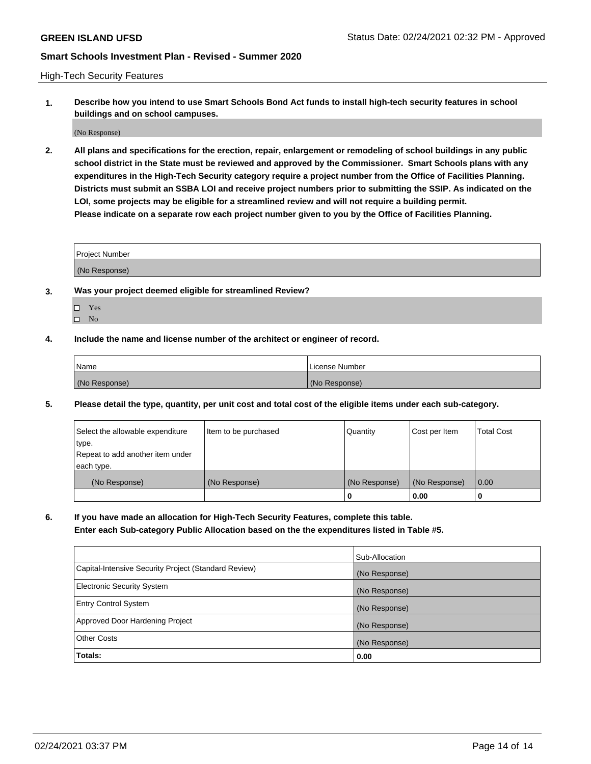High-Tech Security Features

**1. Describe how you intend to use Smart Schools Bond Act funds to install high-tech security features in school buildings and on school campuses.**

(No Response)

**2. All plans and specifications for the erection, repair, enlargement or remodeling of school buildings in any public school district in the State must be reviewed and approved by the Commissioner. Smart Schools plans with any expenditures in the High-Tech Security category require a project number from the Office of Facilities Planning. Districts must submit an SSBA LOI and receive project numbers prior to submitting the SSIP. As indicated on the LOI, some projects may be eligible for a streamlined review and will not require a building permit.**
**Please indicate on a separate row each project number given to you by the Office of Facilities Planning.**

| Project Number |
| --- |
| (No Response) |

**3. Was your project deemed eligible for streamlined Review?**

- ☐ Yes
- ☐ No

**4. Include the name and license number of the architect or engineer of record.**

| Name | License Number |
| --- | --- |
| (No Response) | (No Response) |

**5. Please detail the type, quantity, per unit cost and total cost of the eligible items under each sub-category.**

| Select the allowable expenditure type. Repeat to add another item under each type. | Item to be purchased | Quantity | Cost per Item | Total Cost |
| --- | --- | --- | --- | --- |
| (No Response) | (No Response) | (No Response) | (No Response) | 0.00 |
| | | 0 | 0.00 | 0 |

**6. If you have made an allocation for High-Tech Security Features, complete this table.**
**Enter each Sub-category Public Allocation based on the the expenditures listed in Table #5.**

| | Sub-Allocation |
| --- | --- |
| Capital-Intensive Security Project (Standard Review) | (No Response) |
| Electronic Security System | (No Response) |
| Entry Control System | (No Response) |
| Approved Door Hardening Project | (No Response) |
| Other Costs | (No Response) |
| **Totals:** | **0.00** |